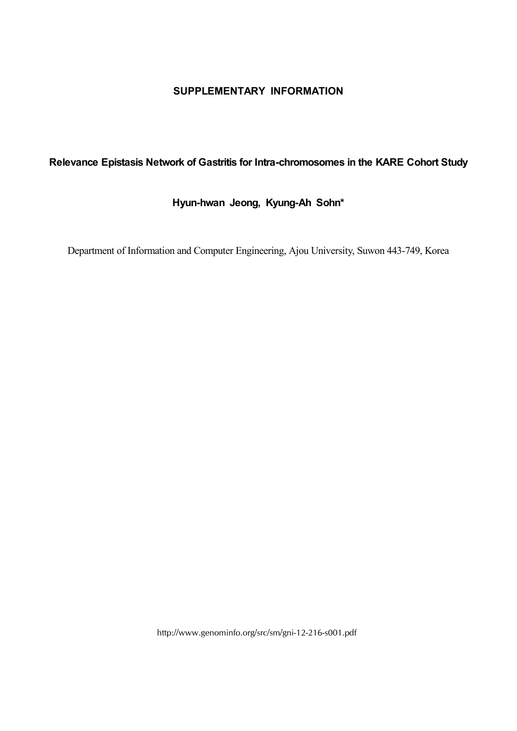# SUPPLEMENTARY INFORMATION

## Relevance Epistasis Network of Gastritis for Intra-chromosomes in the KARE Cohort Study

**Hyun-hwan Jeong, Kyung-Ah Sohn***

Department of Information and Computer Engineering, Ajou University, Suwon 443-749, Korea

http://www.genominfo.org/src/sm/gni-12-216-s001.pdf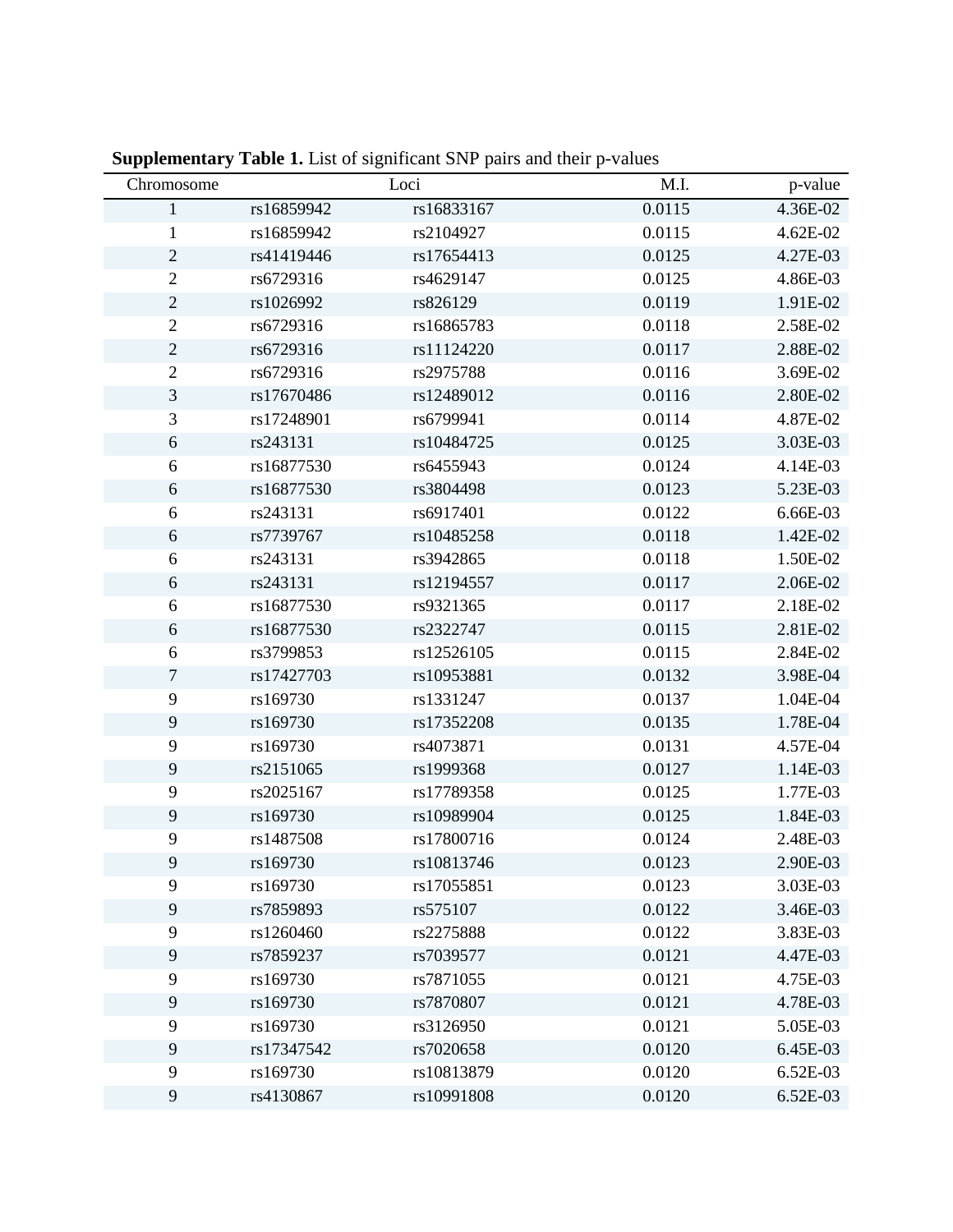**Supplementary Table 1.** List of significant SNP pairs and their p-values

| Chromosome | Loci | | M.I. | p-value |
|---|---|---|---|---|
| 1 | rs16859942 | rs16833167 | 0.0115 | 4.36E-02 |
| 1 | rs16859942 | rs2104927 | 0.0115 | 4.62E-02 |
| 2 | rs41419446 | rs17654413 | 0.0125 | 4.27E-03 |
| 2 | rs6729316 | rs4629147 | 0.0125 | 4.86E-03 |
| 2 | rs1026992 | rs826129 | 0.0119 | 1.91E-02 |
| 2 | rs6729316 | rs16865783 | 0.0118 | 2.58E-02 |
| 2 | rs6729316 | rs11124220 | 0.0117 | 2.88E-02 |
| 2 | rs6729316 | rs2975788 | 0.0116 | 3.69E-02 |
| 3 | rs17670486 | rs12489012 | 0.0116 | 2.80E-02 |
| 3 | rs17248901 | rs6799941 | 0.0114 | 4.87E-02 |
| 6 | rs243131 | rs10484725 | 0.0125 | 3.03E-03 |
| 6 | rs16877530 | rs6455943 | 0.0124 | 4.14E-03 |
| 6 | rs16877530 | rs3804498 | 0.0123 | 5.23E-03 |
| 6 | rs243131 | rs6917401 | 0.0122 | 6.66E-03 |
| 6 | rs7739767 | rs10485258 | 0.0118 | 1.42E-02 |
| 6 | rs243131 | rs3942865 | 0.0118 | 1.50E-02 |
| 6 | rs243131 | rs12194557 | 0.0117 | 2.06E-02 |
| 6 | rs16877530 | rs9321365 | 0.0117 | 2.18E-02 |
| 6 | rs16877530 | rs2322747 | 0.0115 | 2.81E-02 |
| 6 | rs3799853 | rs12526105 | 0.0115 | 2.84E-02 |
| 7 | rs17427703 | rs10953881 | 0.0132 | 3.98E-04 |
| 9 | rs169730 | rs1331247 | 0.0137 | 1.04E-04 |
| 9 | rs169730 | rs17352208 | 0.0135 | 1.78E-04 |
| 9 | rs169730 | rs4073871 | 0.0131 | 4.57E-04 |
| 9 | rs2151065 | rs1999368 | 0.0127 | 1.14E-03 |
| 9 | rs2025167 | rs17789358 | 0.0125 | 1.77E-03 |
| 9 | rs169730 | rs10989904 | 0.0125 | 1.84E-03 |
| 9 | rs1487508 | rs17800716 | 0.0124 | 2.48E-03 |
| 9 | rs169730 | rs10813746 | 0.0123 | 2.90E-03 |
| 9 | rs169730 | rs17055851 | 0.0123 | 3.03E-03 |
| 9 | rs7859893 | rs575107 | 0.0122 | 3.46E-03 |
| 9 | rs1260460 | rs2275888 | 0.0122 | 3.83E-03 |
| 9 | rs7859237 | rs7039577 | 0.0121 | 4.47E-03 |
| 9 | rs169730 | rs7871055 | 0.0121 | 4.75E-03 |
| 9 | rs169730 | rs7870807 | 0.0121 | 4.78E-03 |
| 9 | rs169730 | rs3126950 | 0.0121 | 5.05E-03 |
| 9 | rs17347542 | rs7020658 | 0.0120 | 6.45E-03 |
| 9 | rs169730 | rs10813879 | 0.0120 | 6.52E-03 |
| 9 | rs4130867 | rs10991808 | 0.0120 | 6.52E-03 |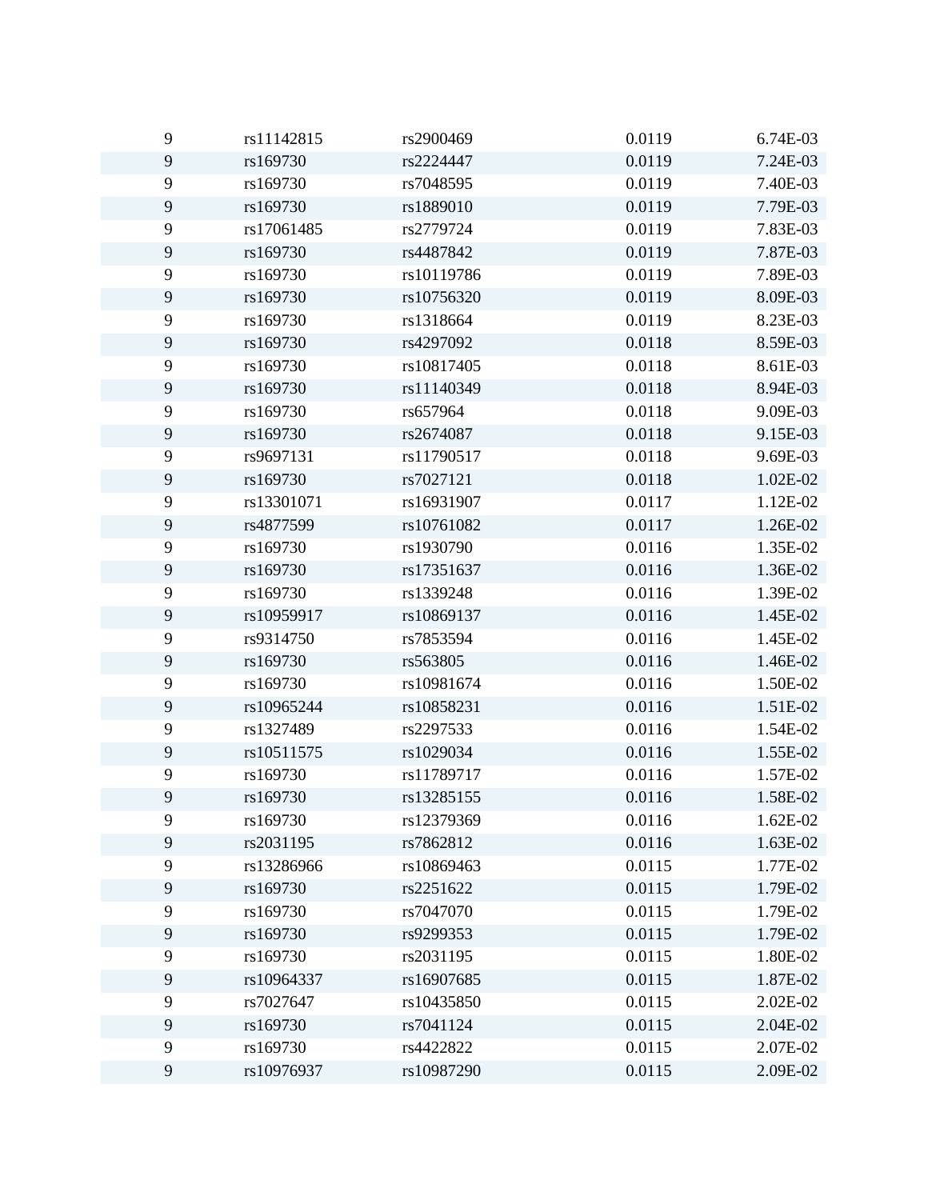| | | | | |
|---|---|---|---|---|
| 9 | rs11142815 | rs2900469 | 0.0119 | 6.74E-03 |
| 9 | rs169730 | rs2224447 | 0.0119 | 7.24E-03 |
| 9 | rs169730 | rs7048595 | 0.0119 | 7.40E-03 |
| 9 | rs169730 | rs1889010 | 0.0119 | 7.79E-03 |
| 9 | rs17061485 | rs2779724 | 0.0119 | 7.83E-03 |
| 9 | rs169730 | rs4487842 | 0.0119 | 7.87E-03 |
| 9 | rs169730 | rs10119786 | 0.0119 | 7.89E-03 |
| 9 | rs169730 | rs10756320 | 0.0119 | 8.09E-03 |
| 9 | rs169730 | rs1318664 | 0.0119 | 8.23E-03 |
| 9 | rs169730 | rs4297092 | 0.0118 | 8.59E-03 |
| 9 | rs169730 | rs10817405 | 0.0118 | 8.61E-03 |
| 9 | rs169730 | rs11140349 | 0.0118 | 8.94E-03 |
| 9 | rs169730 | rs657964 | 0.0118 | 9.09E-03 |
| 9 | rs169730 | rs2674087 | 0.0118 | 9.15E-03 |
| 9 | rs9697131 | rs11790517 | 0.0118 | 9.69E-03 |
| 9 | rs169730 | rs7027121 | 0.0118 | 1.02E-02 |
| 9 | rs13301071 | rs16931907 | 0.0117 | 1.12E-02 |
| 9 | rs4877599 | rs10761082 | 0.0117 | 1.26E-02 |
| 9 | rs169730 | rs1930790 | 0.0116 | 1.35E-02 |
| 9 | rs169730 | rs17351637 | 0.0116 | 1.36E-02 |
| 9 | rs169730 | rs1339248 | 0.0116 | 1.39E-02 |
| 9 | rs10959917 | rs10869137 | 0.0116 | 1.45E-02 |
| 9 | rs9314750 | rs7853594 | 0.0116 | 1.45E-02 |
| 9 | rs169730 | rs563805 | 0.0116 | 1.46E-02 |
| 9 | rs169730 | rs10981674 | 0.0116 | 1.50E-02 |
| 9 | rs10965244 | rs10858231 | 0.0116 | 1.51E-02 |
| 9 | rs1327489 | rs2297533 | 0.0116 | 1.54E-02 |
| 9 | rs10511575 | rs1029034 | 0.0116 | 1.55E-02 |
| 9 | rs169730 | rs11789717 | 0.0116 | 1.57E-02 |
| 9 | rs169730 | rs13285155 | 0.0116 | 1.58E-02 |
| 9 | rs169730 | rs12379369 | 0.0116 | 1.62E-02 |
| 9 | rs2031195 | rs7862812 | 0.0116 | 1.63E-02 |
| 9 | rs13286966 | rs10869463 | 0.0115 | 1.77E-02 |
| 9 | rs169730 | rs2251622 | 0.0115 | 1.79E-02 |
| 9 | rs169730 | rs7047070 | 0.0115 | 1.79E-02 |
| 9 | rs169730 | rs9299353 | 0.0115 | 1.79E-02 |
| 9 | rs169730 | rs2031195 | 0.0115 | 1.80E-02 |
| 9 | rs10964337 | rs16907685 | 0.0115 | 1.87E-02 |
| 9 | rs7027647 | rs10435850 | 0.0115 | 2.02E-02 |
| 9 | rs169730 | rs7041124 | 0.0115 | 2.04E-02 |
| 9 | rs169730 | rs4422822 | 0.0115 | 2.07E-02 |
| 9 | rs10976937 | rs10987290 | 0.0115 | 2.09E-02 |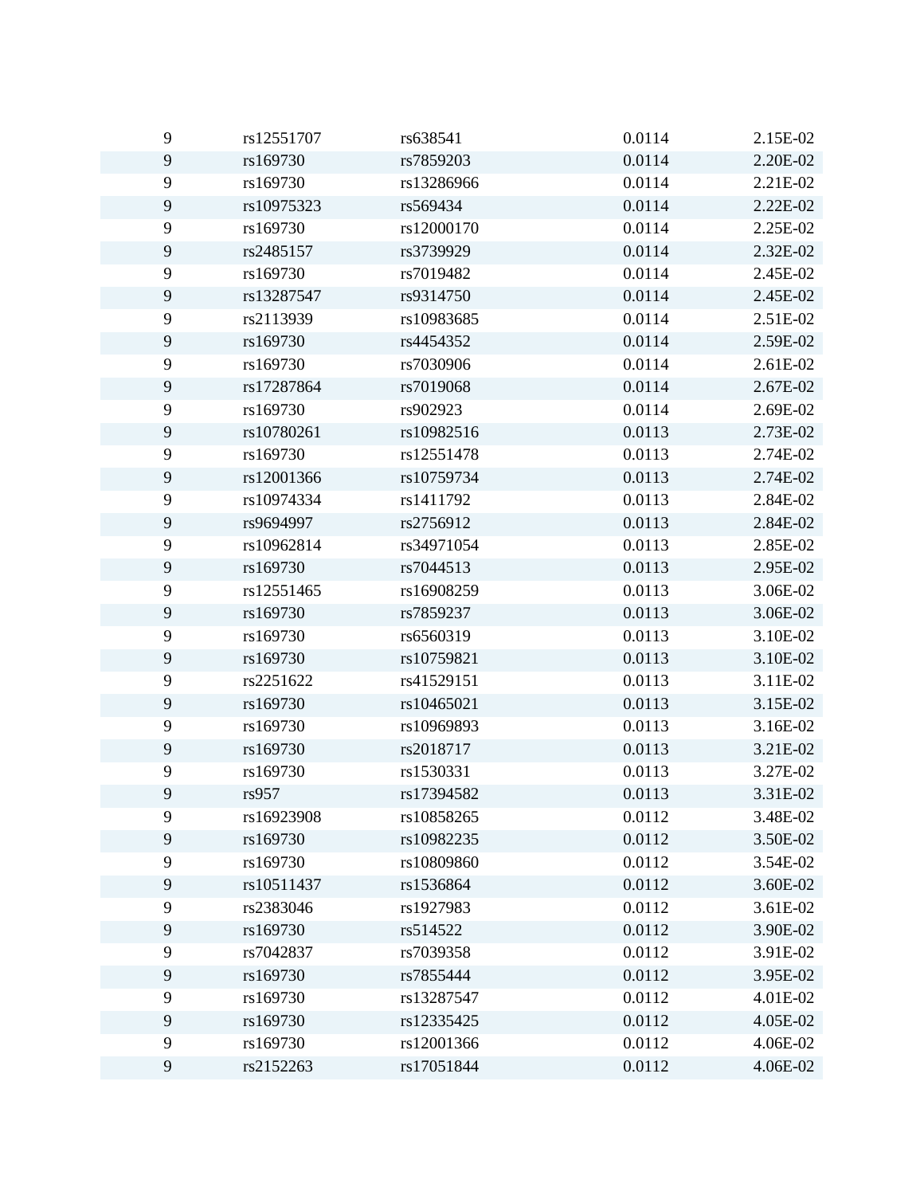| | | | | |
|---|---|---|---|---|
| 9 | rs12551707 | rs638541 | 0.0114 | 2.15E-02 |
| 9 | rs169730 | rs7859203 | 0.0114 | 2.20E-02 |
| 9 | rs169730 | rs13286966 | 0.0114 | 2.21E-02 |
| 9 | rs10975323 | rs569434 | 0.0114 | 2.22E-02 |
| 9 | rs169730 | rs12000170 | 0.0114 | 2.25E-02 |
| 9 | rs2485157 | rs3739929 | 0.0114 | 2.32E-02 |
| 9 | rs169730 | rs7019482 | 0.0114 | 2.45E-02 |
| 9 | rs13287547 | rs9314750 | 0.0114 | 2.45E-02 |
| 9 | rs2113939 | rs10983685 | 0.0114 | 2.51E-02 |
| 9 | rs169730 | rs4454352 | 0.0114 | 2.59E-02 |
| 9 | rs169730 | rs7030906 | 0.0114 | 2.61E-02 |
| 9 | rs17287864 | rs7019068 | 0.0114 | 2.67E-02 |
| 9 | rs169730 | rs902923 | 0.0114 | 2.69E-02 |
| 9 | rs10780261 | rs10982516 | 0.0113 | 2.73E-02 |
| 9 | rs169730 | rs12551478 | 0.0113 | 2.74E-02 |
| 9 | rs12001366 | rs10759734 | 0.0113 | 2.74E-02 |
| 9 | rs10974334 | rs1411792 | 0.0113 | 2.84E-02 |
| 9 | rs9694997 | rs2756912 | 0.0113 | 2.84E-02 |
| 9 | rs10962814 | rs34971054 | 0.0113 | 2.85E-02 |
| 9 | rs169730 | rs7044513 | 0.0113 | 2.95E-02 |
| 9 | rs12551465 | rs16908259 | 0.0113 | 3.06E-02 |
| 9 | rs169730 | rs7859237 | 0.0113 | 3.06E-02 |
| 9 | rs169730 | rs6560319 | 0.0113 | 3.10E-02 |
| 9 | rs169730 | rs10759821 | 0.0113 | 3.10E-02 |
| 9 | rs2251622 | rs41529151 | 0.0113 | 3.11E-02 |
| 9 | rs169730 | rs10465021 | 0.0113 | 3.15E-02 |
| 9 | rs169730 | rs10969893 | 0.0113 | 3.16E-02 |
| 9 | rs169730 | rs2018717 | 0.0113 | 3.21E-02 |
| 9 | rs169730 | rs1530331 | 0.0113 | 3.27E-02 |
| 9 | rs957 | rs17394582 | 0.0113 | 3.31E-02 |
| 9 | rs16923908 | rs10858265 | 0.0112 | 3.48E-02 |
| 9 | rs169730 | rs10982235 | 0.0112 | 3.50E-02 |
| 9 | rs169730 | rs10809860 | 0.0112 | 3.54E-02 |
| 9 | rs10511437 | rs1536864 | 0.0112 | 3.60E-02 |
| 9 | rs2383046 | rs1927983 | 0.0112 | 3.61E-02 |
| 9 | rs169730 | rs514522 | 0.0112 | 3.90E-02 |
| 9 | rs7042837 | rs7039358 | 0.0112 | 3.91E-02 |
| 9 | rs169730 | rs7855444 | 0.0112 | 3.95E-02 |
| 9 | rs169730 | rs13287547 | 0.0112 | 4.01E-02 |
| 9 | rs169730 | rs12335425 | 0.0112 | 4.05E-02 |
| 9 | rs169730 | rs12001366 | 0.0112 | 4.06E-02 |
| 9 | rs2152263 | rs17051844 | 0.0112 | 4.06E-02 |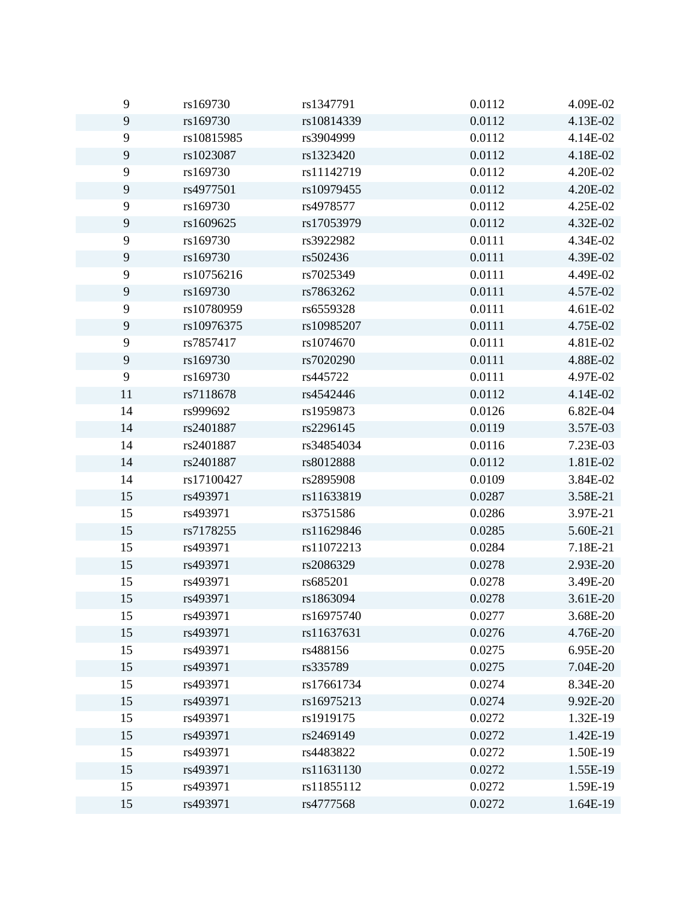| | | | | |
|---|---|---|---|---|
| 9 | rs169730 | rs1347791 | 0.0112 | 4.09E-02 |
| 9 | rs169730 | rs10814339 | 0.0112 | 4.13E-02 |
| 9 | rs10815985 | rs3904999 | 0.0112 | 4.14E-02 |
| 9 | rs1023087 | rs1323420 | 0.0112 | 4.18E-02 |
| 9 | rs169730 | rs11142719 | 0.0112 | 4.20E-02 |
| 9 | rs4977501 | rs10979455 | 0.0112 | 4.20E-02 |
| 9 | rs169730 | rs4978577 | 0.0112 | 4.25E-02 |
| 9 | rs1609625 | rs17053979 | 0.0112 | 4.32E-02 |
| 9 | rs169730 | rs3922982 | 0.0111 | 4.34E-02 |
| 9 | rs169730 | rs502436 | 0.0111 | 4.39E-02 |
| 9 | rs10756216 | rs7025349 | 0.0111 | 4.49E-02 |
| 9 | rs169730 | rs7863262 | 0.0111 | 4.57E-02 |
| 9 | rs10780959 | rs6559328 | 0.0111 | 4.61E-02 |
| 9 | rs10976375 | rs10985207 | 0.0111 | 4.75E-02 |
| 9 | rs7857417 | rs1074670 | 0.0111 | 4.81E-02 |
| 9 | rs169730 | rs7020290 | 0.0111 | 4.88E-02 |
| 9 | rs169730 | rs445722 | 0.0111 | 4.97E-02 |
| 11 | rs7118678 | rs4542446 | 0.0112 | 4.14E-02 |
| 14 | rs999692 | rs1959873 | 0.0126 | 6.82E-04 |
| 14 | rs2401887 | rs2296145 | 0.0119 | 3.57E-03 |
| 14 | rs2401887 | rs34854034 | 0.0116 | 7.23E-03 |
| 14 | rs2401887 | rs8012888 | 0.0112 | 1.81E-02 |
| 14 | rs17100427 | rs2895908 | 0.0109 | 3.84E-02 |
| 15 | rs493971 | rs11633819 | 0.0287 | 3.58E-21 |
| 15 | rs493971 | rs3751586 | 0.0286 | 3.97E-21 |
| 15 | rs7178255 | rs11629846 | 0.0285 | 5.60E-21 |
| 15 | rs493971 | rs11072213 | 0.0284 | 7.18E-21 |
| 15 | rs493971 | rs2086329 | 0.0278 | 2.93E-20 |
| 15 | rs493971 | rs685201 | 0.0278 | 3.49E-20 |
| 15 | rs493971 | rs1863094 | 0.0278 | 3.61E-20 |
| 15 | rs493971 | rs16975740 | 0.0277 | 3.68E-20 |
| 15 | rs493971 | rs11637631 | 0.0276 | 4.76E-20 |
| 15 | rs493971 | rs488156 | 0.0275 | 6.95E-20 |
| 15 | rs493971 | rs335789 | 0.0275 | 7.04E-20 |
| 15 | rs493971 | rs17661734 | 0.0274 | 8.34E-20 |
| 15 | rs493971 | rs16975213 | 0.0274 | 9.92E-20 |
| 15 | rs493971 | rs1919175 | 0.0272 | 1.32E-19 |
| 15 | rs493971 | rs2469149 | 0.0272 | 1.42E-19 |
| 15 | rs493971 | rs4483822 | 0.0272 | 1.50E-19 |
| 15 | rs493971 | rs11631130 | 0.0272 | 1.55E-19 |
| 15 | rs493971 | rs11855112 | 0.0272 | 1.59E-19 |
| 15 | rs493971 | rs4777568 | 0.0272 | 1.64E-19 |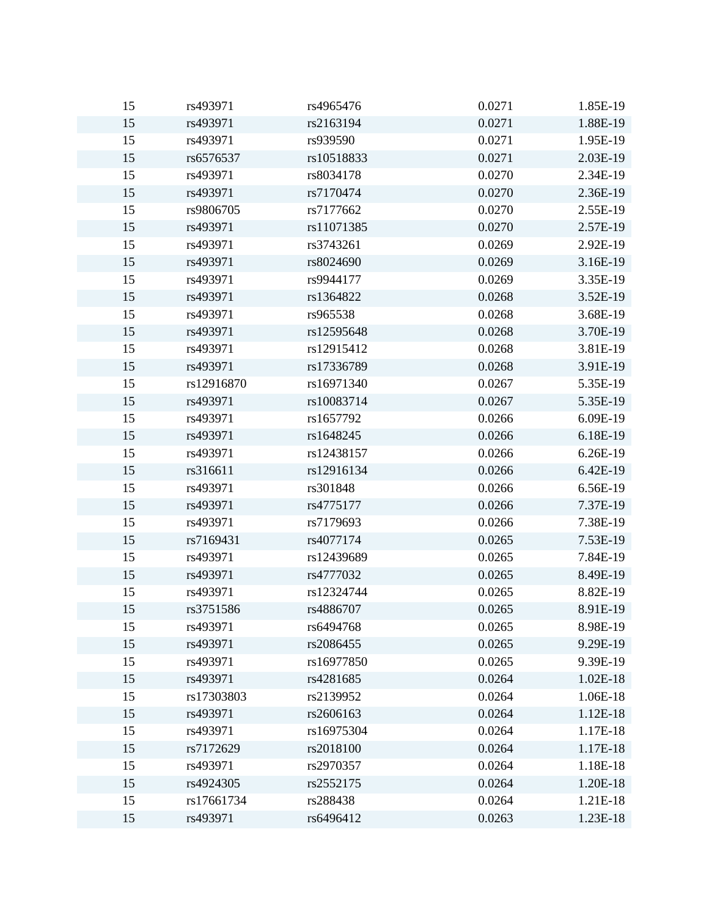| | | | | |
|---|---|---|---|---|
| 15 | rs493971 | rs4965476 | 0.0271 | 1.85E-19 |
| 15 | rs493971 | rs2163194 | 0.0271 | 1.88E-19 |
| 15 | rs493971 | rs939590 | 0.0271 | 1.95E-19 |
| 15 | rs6576537 | rs10518833 | 0.0271 | 2.03E-19 |
| 15 | rs493971 | rs8034178 | 0.0270 | 2.34E-19 |
| 15 | rs493971 | rs7170474 | 0.0270 | 2.36E-19 |
| 15 | rs9806705 | rs7177662 | 0.0270 | 2.55E-19 |
| 15 | rs493971 | rs11071385 | 0.0270 | 2.57E-19 |
| 15 | rs493971 | rs3743261 | 0.0269 | 2.92E-19 |
| 15 | rs493971 | rs8024690 | 0.0269 | 3.16E-19 |
| 15 | rs493971 | rs9944177 | 0.0269 | 3.35E-19 |
| 15 | rs493971 | rs1364822 | 0.0268 | 3.52E-19 |
| 15 | rs493971 | rs965538 | 0.0268 | 3.68E-19 |
| 15 | rs493971 | rs12595648 | 0.0268 | 3.70E-19 |
| 15 | rs493971 | rs12915412 | 0.0268 | 3.81E-19 |
| 15 | rs493971 | rs17336789 | 0.0268 | 3.91E-19 |
| 15 | rs12916870 | rs16971340 | 0.0267 | 5.35E-19 |
| 15 | rs493971 | rs10083714 | 0.0267 | 5.35E-19 |
| 15 | rs493971 | rs1657792 | 0.0266 | 6.09E-19 |
| 15 | rs493971 | rs1648245 | 0.0266 | 6.18E-19 |
| 15 | rs493971 | rs12438157 | 0.0266 | 6.26E-19 |
| 15 | rs316611 | rs12916134 | 0.0266 | 6.42E-19 |
| 15 | rs493971 | rs301848 | 0.0266 | 6.56E-19 |
| 15 | rs493971 | rs4775177 | 0.0266 | 7.37E-19 |
| 15 | rs493971 | rs7179693 | 0.0266 | 7.38E-19 |
| 15 | rs7169431 | rs4077174 | 0.0265 | 7.53E-19 |
| 15 | rs493971 | rs12439689 | 0.0265 | 7.84E-19 |
| 15 | rs493971 | rs4777032 | 0.0265 | 8.49E-19 |
| 15 | rs493971 | rs12324744 | 0.0265 | 8.82E-19 |
| 15 | rs3751586 | rs4886707 | 0.0265 | 8.91E-19 |
| 15 | rs493971 | rs6494768 | 0.0265 | 8.98E-19 |
| 15 | rs493971 | rs2086455 | 0.0265 | 9.29E-19 |
| 15 | rs493971 | rs16977850 | 0.0265 | 9.39E-19 |
| 15 | rs493971 | rs4281685 | 0.0264 | 1.02E-18 |
| 15 | rs17303803 | rs2139952 | 0.0264 | 1.06E-18 |
| 15 | rs493971 | rs2606163 | 0.0264 | 1.12E-18 |
| 15 | rs493971 | rs16975304 | 0.0264 | 1.17E-18 |
| 15 | rs7172629 | rs2018100 | 0.0264 | 1.17E-18 |
| 15 | rs493971 | rs2970357 | 0.0264 | 1.18E-18 |
| 15 | rs4924305 | rs2552175 | 0.0264 | 1.20E-18 |
| 15 | rs17661734 | rs288438 | 0.0264 | 1.21E-18 |
| 15 | rs493971 | rs6496412 | 0.0263 | 1.23E-18 |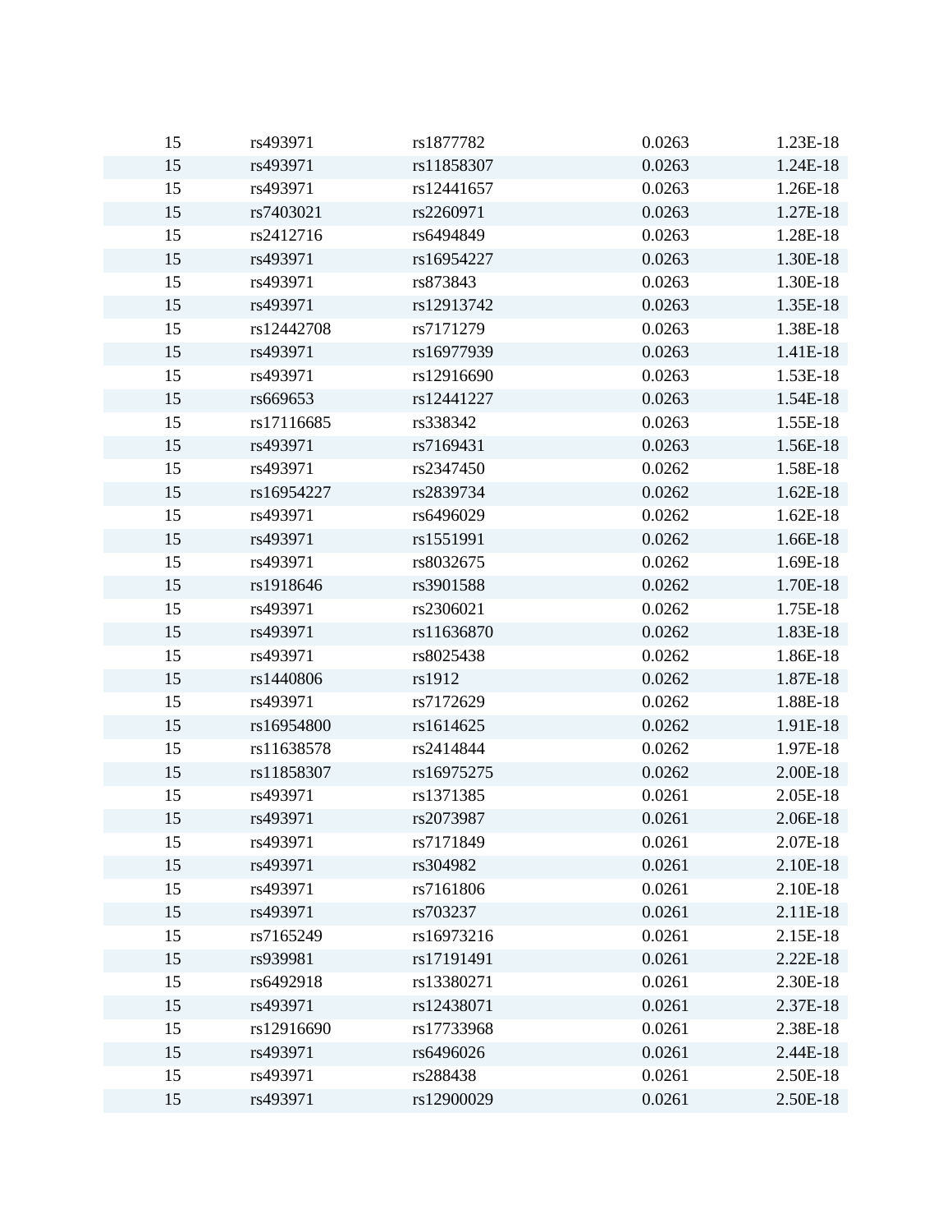| | | | | |
|---|---|---|---|---|
| 15 | rs493971 | rs1877782 | 0.0263 | 1.23E-18 |
| 15 | rs493971 | rs11858307 | 0.0263 | 1.24E-18 |
| 15 | rs493971 | rs12441657 | 0.0263 | 1.26E-18 |
| 15 | rs7403021 | rs2260971 | 0.0263 | 1.27E-18 |
| 15 | rs2412716 | rs6494849 | 0.0263 | 1.28E-18 |
| 15 | rs493971 | rs16954227 | 0.0263 | 1.30E-18 |
| 15 | rs493971 | rs873843 | 0.0263 | 1.30E-18 |
| 15 | rs493971 | rs12913742 | 0.0263 | 1.35E-18 |
| 15 | rs12442708 | rs7171279 | 0.0263 | 1.38E-18 |
| 15 | rs493971 | rs16977939 | 0.0263 | 1.41E-18 |
| 15 | rs493971 | rs12916690 | 0.0263 | 1.53E-18 |
| 15 | rs669653 | rs12441227 | 0.0263 | 1.54E-18 |
| 15 | rs17116685 | rs338342 | 0.0263 | 1.55E-18 |
| 15 | rs493971 | rs7169431 | 0.0263 | 1.56E-18 |
| 15 | rs493971 | rs2347450 | 0.0262 | 1.58E-18 |
| 15 | rs16954227 | rs2839734 | 0.0262 | 1.62E-18 |
| 15 | rs493971 | rs6496029 | 0.0262 | 1.62E-18 |
| 15 | rs493971 | rs1551991 | 0.0262 | 1.66E-18 |
| 15 | rs493971 | rs8032675 | 0.0262 | 1.69E-18 |
| 15 | rs1918646 | rs3901588 | 0.0262 | 1.70E-18 |
| 15 | rs493971 | rs2306021 | 0.0262 | 1.75E-18 |
| 15 | rs493971 | rs11636870 | 0.0262 | 1.83E-18 |
| 15 | rs493971 | rs8025438 | 0.0262 | 1.86E-18 |
| 15 | rs1440806 | rs1912 | 0.0262 | 1.87E-18 |
| 15 | rs493971 | rs7172629 | 0.0262 | 1.88E-18 |
| 15 | rs16954800 | rs1614625 | 0.0262 | 1.91E-18 |
| 15 | rs11638578 | rs2414844 | 0.0262 | 1.97E-18 |
| 15 | rs11858307 | rs16975275 | 0.0262 | 2.00E-18 |
| 15 | rs493971 | rs1371385 | 0.0261 | 2.05E-18 |
| 15 | rs493971 | rs2073987 | 0.0261 | 2.06E-18 |
| 15 | rs493971 | rs7171849 | 0.0261 | 2.07E-18 |
| 15 | rs493971 | rs304982 | 0.0261 | 2.10E-18 |
| 15 | rs493971 | rs7161806 | 0.0261 | 2.10E-18 |
| 15 | rs493971 | rs703237 | 0.0261 | 2.11E-18 |
| 15 | rs7165249 | rs16973216 | 0.0261 | 2.15E-18 |
| 15 | rs939981 | rs17191491 | 0.0261 | 2.22E-18 |
| 15 | rs6492918 | rs13380271 | 0.0261 | 2.30E-18 |
| 15 | rs493971 | rs12438071 | 0.0261 | 2.37E-18 |
| 15 | rs12916690 | rs17733968 | 0.0261 | 2.38E-18 |
| 15 | rs493971 | rs6496026 | 0.0261 | 2.44E-18 |
| 15 | rs493971 | rs288438 | 0.0261 | 2.50E-18 |
| 15 | rs493971 | rs12900029 | 0.0261 | 2.50E-18 |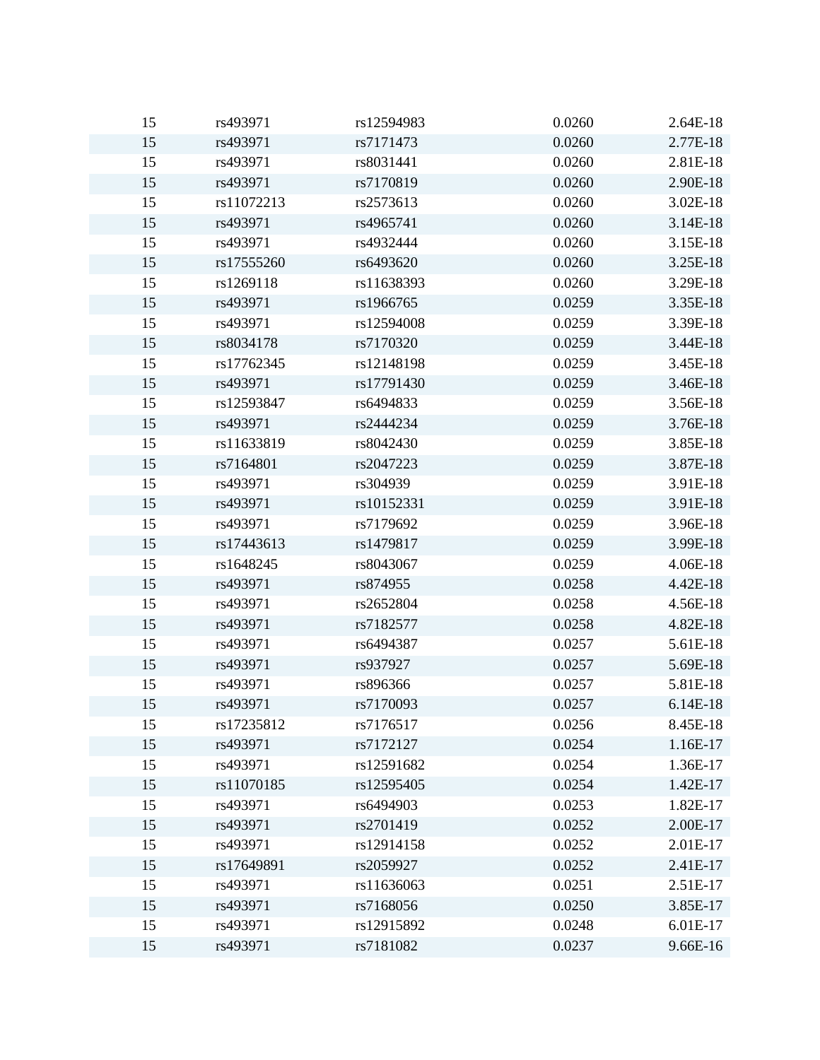| | | | | |
|---|---|---|---|---|
| 15 | rs493971 | rs12594983 | 0.0260 | 2.64E-18 |
| 15 | rs493971 | rs7171473 | 0.0260 | 2.77E-18 |
| 15 | rs493971 | rs8031441 | 0.0260 | 2.81E-18 |
| 15 | rs493971 | rs7170819 | 0.0260 | 2.90E-18 |
| 15 | rs11072213 | rs2573613 | 0.0260 | 3.02E-18 |
| 15 | rs493971 | rs4965741 | 0.0260 | 3.14E-18 |
| 15 | rs493971 | rs4932444 | 0.0260 | 3.15E-18 |
| 15 | rs17555260 | rs6493620 | 0.0260 | 3.25E-18 |
| 15 | rs1269118 | rs11638393 | 0.0260 | 3.29E-18 |
| 15 | rs493971 | rs1966765 | 0.0259 | 3.35E-18 |
| 15 | rs493971 | rs12594008 | 0.0259 | 3.39E-18 |
| 15 | rs8034178 | rs7170320 | 0.0259 | 3.44E-18 |
| 15 | rs17762345 | rs12148198 | 0.0259 | 3.45E-18 |
| 15 | rs493971 | rs17791430 | 0.0259 | 3.46E-18 |
| 15 | rs12593847 | rs6494833 | 0.0259 | 3.56E-18 |
| 15 | rs493971 | rs2444234 | 0.0259 | 3.76E-18 |
| 15 | rs11633819 | rs8042430 | 0.0259 | 3.85E-18 |
| 15 | rs7164801 | rs2047223 | 0.0259 | 3.87E-18 |
| 15 | rs493971 | rs304939 | 0.0259 | 3.91E-18 |
| 15 | rs493971 | rs10152331 | 0.0259 | 3.91E-18 |
| 15 | rs493971 | rs7179692 | 0.0259 | 3.96E-18 |
| 15 | rs17443613 | rs1479817 | 0.0259 | 3.99E-18 |
| 15 | rs1648245 | rs8043067 | 0.0259 | 4.06E-18 |
| 15 | rs493971 | rs874955 | 0.0258 | 4.42E-18 |
| 15 | rs493971 | rs2652804 | 0.0258 | 4.56E-18 |
| 15 | rs493971 | rs7182577 | 0.0258 | 4.82E-18 |
| 15 | rs493971 | rs6494387 | 0.0257 | 5.61E-18 |
| 15 | rs493971 | rs937927 | 0.0257 | 5.69E-18 |
| 15 | rs493971 | rs896366 | 0.0257 | 5.81E-18 |
| 15 | rs493971 | rs7170093 | 0.0257 | 6.14E-18 |
| 15 | rs17235812 | rs7176517 | 0.0256 | 8.45E-18 |
| 15 | rs493971 | rs7172127 | 0.0254 | 1.16E-17 |
| 15 | rs493971 | rs12591682 | 0.0254 | 1.36E-17 |
| 15 | rs11070185 | rs12595405 | 0.0254 | 1.42E-17 |
| 15 | rs493971 | rs6494903 | 0.0253 | 1.82E-17 |
| 15 | rs493971 | rs2701419 | 0.0252 | 2.00E-17 |
| 15 | rs493971 | rs12914158 | 0.0252 | 2.01E-17 |
| 15 | rs17649891 | rs2059927 | 0.0252 | 2.41E-17 |
| 15 | rs493971 | rs11636063 | 0.0251 | 2.51E-17 |
| 15 | rs493971 | rs7168056 | 0.0250 | 3.85E-17 |
| 15 | rs493971 | rs12915892 | 0.0248 | 6.01E-17 |
| 15 | rs493971 | rs7181082 | 0.0237 | 9.66E-16 |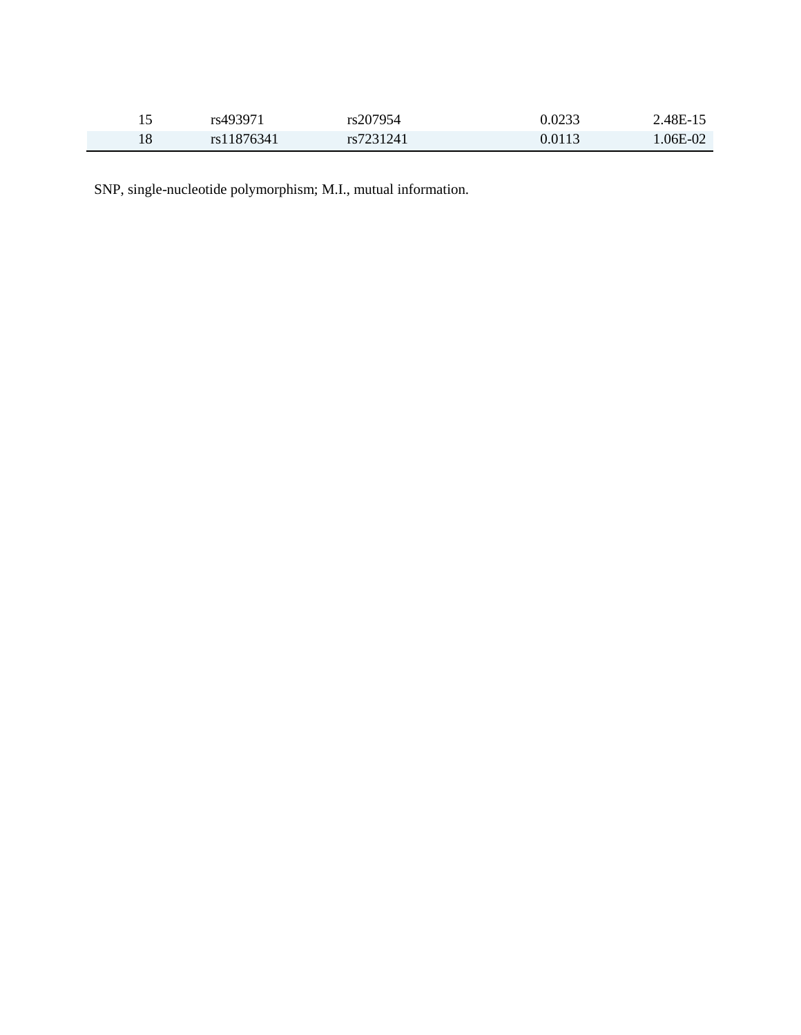| | | | | |
|---|---|---|---|---|
| 15 | rs493971 | rs207954 | 0.0233 | 2.48E-15 |
| 18 | rs11876341 | rs7231241 | 0.0113 | 1.06E-02 |

SNP, single-nucleotide polymorphism; M.I., mutual information.